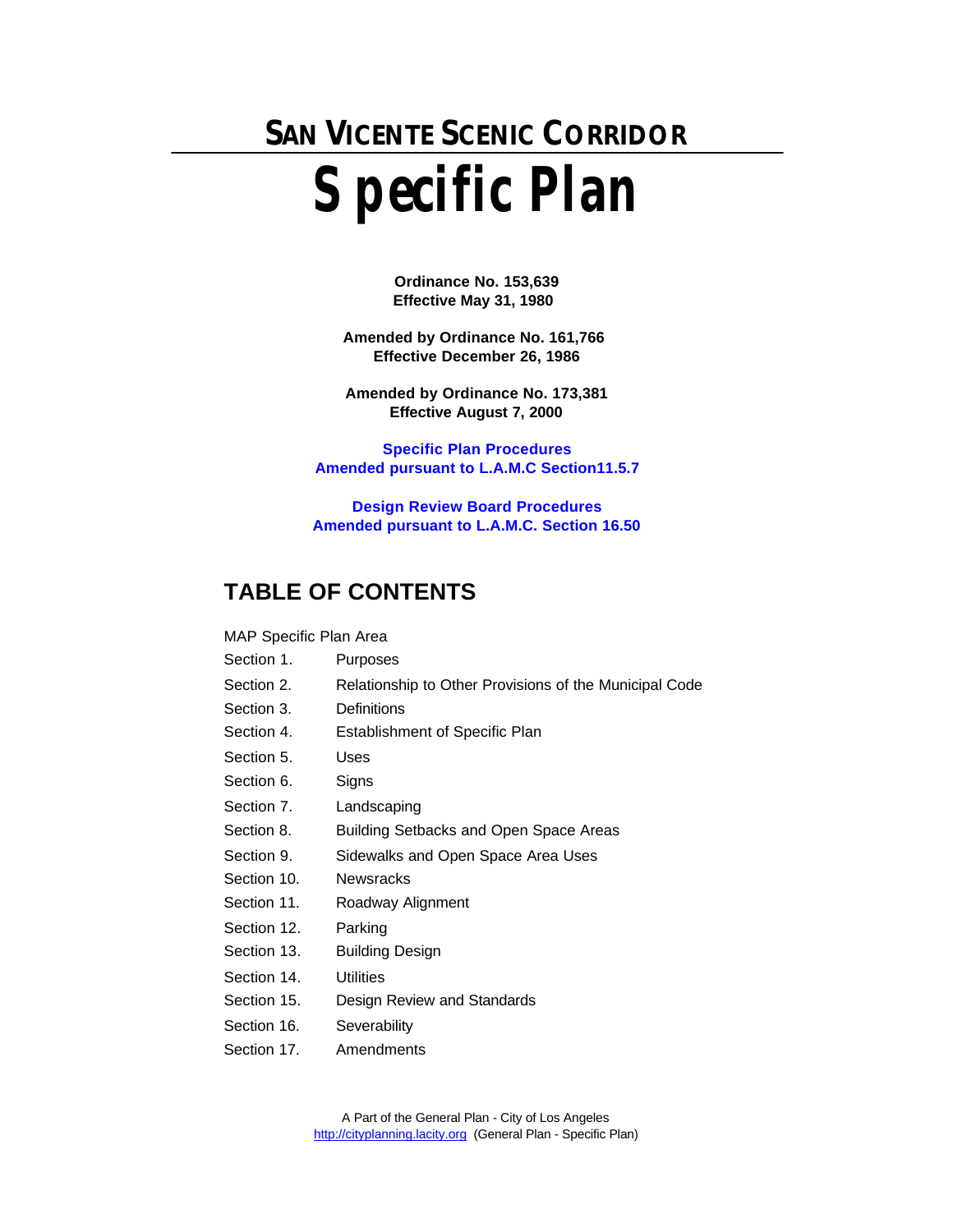# SAN VICENTE SCENIC CORRIDOR

# Specific Plan

**Ordinance No. 153,639**
**Effective May 31, 1980**

**Amended by Ordinance No. 161,766**
**Effective December 26, 1986**

**Amended by Ordinance No. 173,381**
**Effective August 7, 2000**

**Specific Plan Procedures**
**Amended pursuant to L.A.M.C Section11.5.7**

**Design Review Board Procedures**
**Amended pursuant to L.A.M.C. Section 16.50**

## TABLE OF CONTENTS

MAP Specific Plan Area

| | |
|---|---|
| Section 1. | Purposes |
| Section 2. | Relationship to Other Provisions of the Municipal Code |
| Section 3. | Definitions |
| Section 4. | Establishment of Specific Plan |
| Section 5. | Uses |
| Section 6. | Signs |
| Section 7. | Landscaping |
| Section 8. | Building Setbacks and Open Space Areas |
| Section 9. | Sidewalks and Open Space Area Uses |
| Section 10. | Newsracks |
| Section 11. | Roadway Alignment |
| Section 12. | Parking |
| Section 13. | Building Design |
| Section 14. | Utilities |
| Section 15. | Design Review and Standards |
| Section 16. | Severability |
| Section 17. | Amendments |

A Part of the General Plan - City of Los Angeles
http://cityplanning.lacity.org (General Plan - Specific Plan)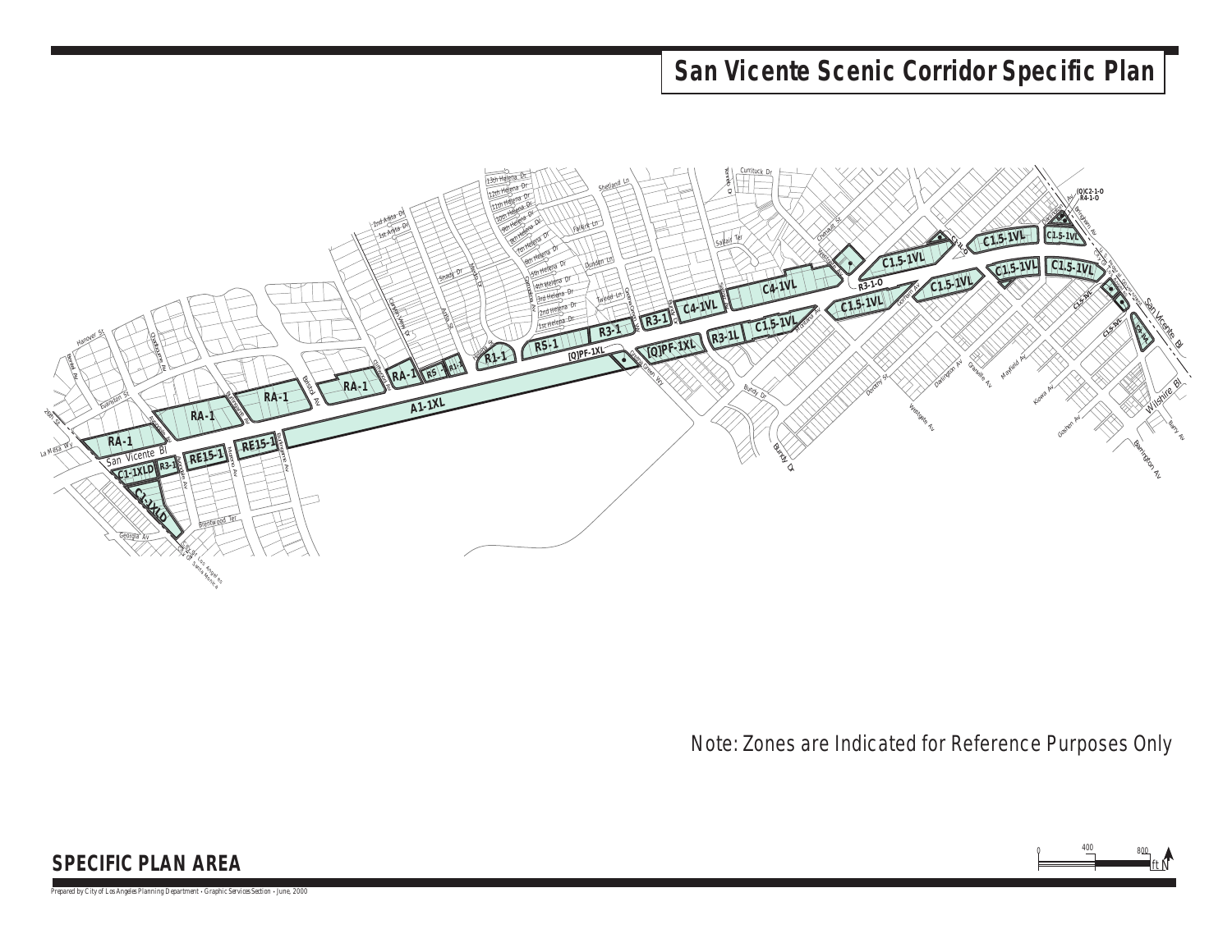# San Vicente Scenic Corridor Specific Plan

Note: Zones are Indicated for Reference Purposes Only

## SPECIFIC PLAN AREA

Prepared by City of Los Angeles Planning Department • Graphic Services Section • June, 2000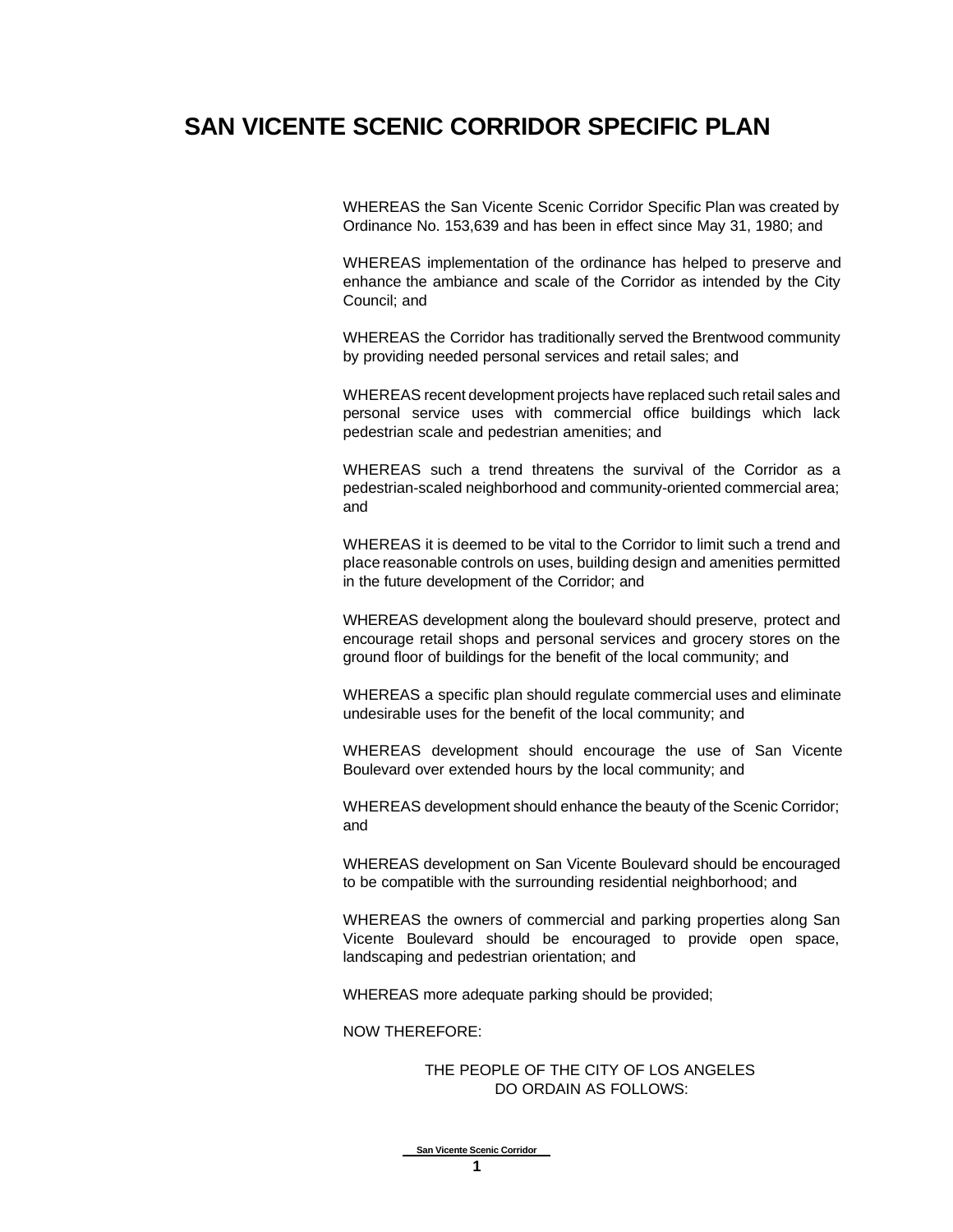# SAN VICENTE SCENIC CORRIDOR SPECIFIC PLAN

WHEREAS the San Vicente Scenic Corridor Specific Plan was created by Ordinance No. 153,639 and has been in effect since May 31, 1980; and

WHEREAS implementation of the ordinance has helped to preserve and enhance the ambiance and scale of the Corridor as intended by the City Council; and

WHEREAS the Corridor has traditionally served the Brentwood community by providing needed personal services and retail sales; and

WHEREAS recent development projects have replaced such retail sales and personal service uses with commercial office buildings which lack pedestrian scale and pedestrian amenities; and

WHEREAS such a trend threatens the survival of the Corridor as a pedestrian-scaled neighborhood and community-oriented commercial area; and

WHEREAS it is deemed to be vital to the Corridor to limit such a trend and place reasonable controls on uses, building design and amenities permitted in the future development of the Corridor; and

WHEREAS development along the boulevard should preserve, protect and encourage retail shops and personal services and grocery stores on the ground floor of buildings for the benefit of the local community; and

WHEREAS a specific plan should regulate commercial uses and eliminate undesirable uses for the benefit of the local community; and

WHEREAS development should encourage the use of San Vicente Boulevard over extended hours by the local community; and

WHEREAS development should enhance the beauty of the Scenic Corridor; and

WHEREAS development on San Vicente Boulevard should be encouraged to be compatible with the surrounding residential neighborhood; and

WHEREAS the owners of commercial and parking properties along San Vicente Boulevard should be encouraged to provide open space, landscaping and pedestrian orientation; and

WHEREAS more adequate parking should be provided;

NOW THEREFORE:

THE PEOPLE OF THE CITY OF LOS ANGELES
DO ORDAIN AS FOLLOWS: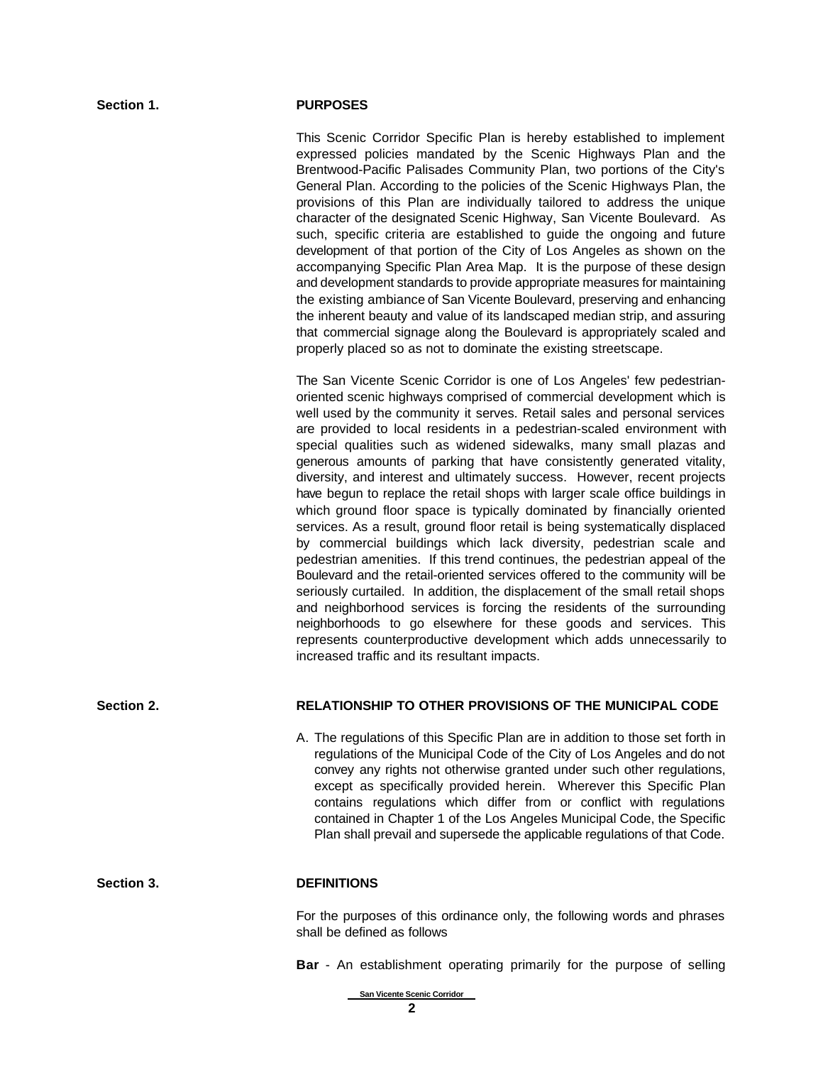## Section 1. PURPOSES

This Scenic Corridor Specific Plan is hereby established to implement expressed policies mandated by the Scenic Highways Plan and the Brentwood-Pacific Palisades Community Plan, two portions of the City's General Plan. According to the policies of the Scenic Highways Plan, the provisions of this Plan are individually tailored to address the unique character of the designated Scenic Highway, San Vicente Boulevard. As such, specific criteria are established to guide the ongoing and future development of that portion of the City of Los Angeles as shown on the accompanying Specific Plan Area Map. It is the purpose of these design and development standards to provide appropriate measures for maintaining the existing ambiance of San Vicente Boulevard, preserving and enhancing the inherent beauty and value of its landscaped median strip, and assuring that commercial signage along the Boulevard is appropriately scaled and properly placed so as not to dominate the existing streetscape.

The San Vicente Scenic Corridor is one of Los Angeles' few pedestrian-oriented scenic highways comprised of commercial development which is well used by the community it serves. Retail sales and personal services are provided to local residents in a pedestrian-scaled environment with special qualities such as widened sidewalks, many small plazas and generous amounts of parking that have consistently generated vitality, diversity, and interest and ultimately success. However, recent projects have begun to replace the retail shops with larger scale office buildings in which ground floor space is typically dominated by financially oriented services. As a result, ground floor retail is being systematically displaced by commercial buildings which lack diversity, pedestrian scale and pedestrian amenities. If this trend continues, the pedestrian appeal of the Boulevard and the retail-oriented services offered to the community will be seriously curtailed. In addition, the displacement of the small retail shops and neighborhood services is forcing the residents of the surrounding neighborhoods to go elsewhere for these goods and services. This represents counterproductive development which adds unnecessarily to increased traffic and its resultant impacts.

## Section 2. RELATIONSHIP TO OTHER PROVISIONS OF THE MUNICIPAL CODE

A. The regulations of this Specific Plan are in addition to those set forth in regulations of the Municipal Code of the City of Los Angeles and do not convey any rights not otherwise granted under such other regulations, except as specifically provided herein. Wherever this Specific Plan contains regulations which differ from or conflict with regulations contained in Chapter 1 of the Los Angeles Municipal Code, the Specific Plan shall prevail and supersede the applicable regulations of that Code.

## Section 3. DEFINITIONS

For the purposes of this ordinance only, the following words and phrases shall be defined as follows

**Bar** - An establishment operating primarily for the purpose of selling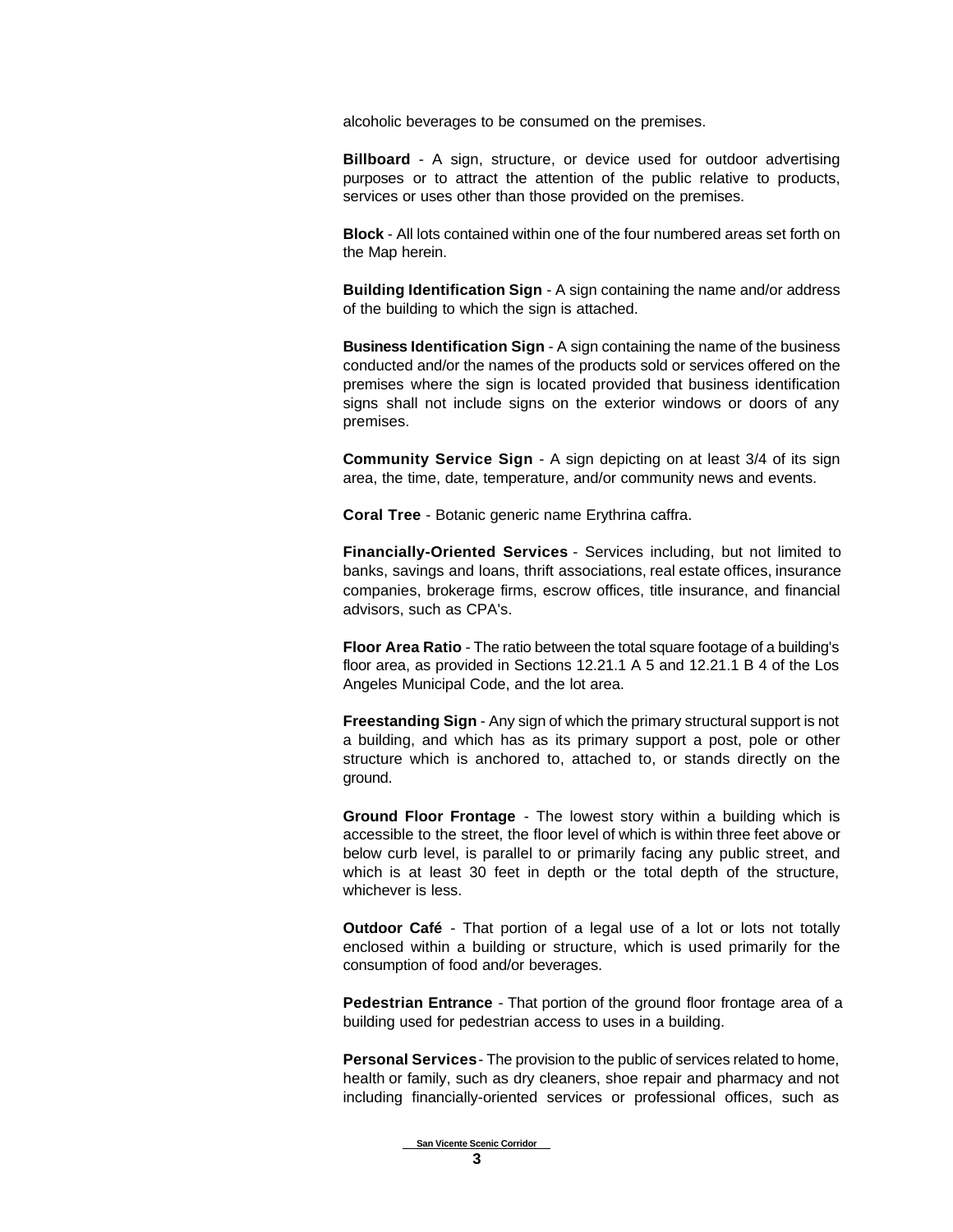alcoholic beverages to be consumed on the premises.

**Billboard** - A sign, structure, or device used for outdoor advertising purposes or to attract the attention of the public relative to products, services or uses other than those provided on the premises.

**Block** - All lots contained within one of the four numbered areas set forth on the Map herein.

**Building Identification Sign** - A sign containing the name and/or address of the building to which the sign is attached.

**Business Identification Sign** - A sign containing the name of the business conducted and/or the names of the products sold or services offered on the premises where the sign is located provided that business identification signs shall not include signs on the exterior windows or doors of any premises.

**Community Service Sign** - A sign depicting on at least 3/4 of its sign area, the time, date, temperature, and/or community news and events.

**Coral Tree** - Botanic generic name Erythrina caffra.

**Financially-Oriented Services** - Services including, but not limited to banks, savings and loans, thrift associations, real estate offices, insurance companies, brokerage firms, escrow offices, title insurance, and financial advisors, such as CPA's.

**Floor Area Ratio** - The ratio between the total square footage of a building's floor area, as provided in Sections 12.21.1 A 5 and 12.21.1 B 4 of the Los Angeles Municipal Code, and the lot area.

**Freestanding Sign** - Any sign of which the primary structural support is not a building, and which has as its primary support a post, pole or other structure which is anchored to, attached to, or stands directly on the ground.

**Ground Floor Frontage** - The lowest story within a building which is accessible to the street, the floor level of which is within three feet above or below curb level, is parallel to or primarily facing any public street, and which is at least 30 feet in depth or the total depth of the structure, whichever is less.

**Outdoor Café** - That portion of a legal use of a lot or lots not totally enclosed within a building or structure, which is used primarily for the consumption of food and/or beverages.

**Pedestrian Entrance** - That portion of the ground floor frontage area of a building used for pedestrian access to uses in a building.

**Personal Services** - The provision to the public of services related to home, health or family, such as dry cleaners, shoe repair and pharmacy and not including financially-oriented services or professional offices, such as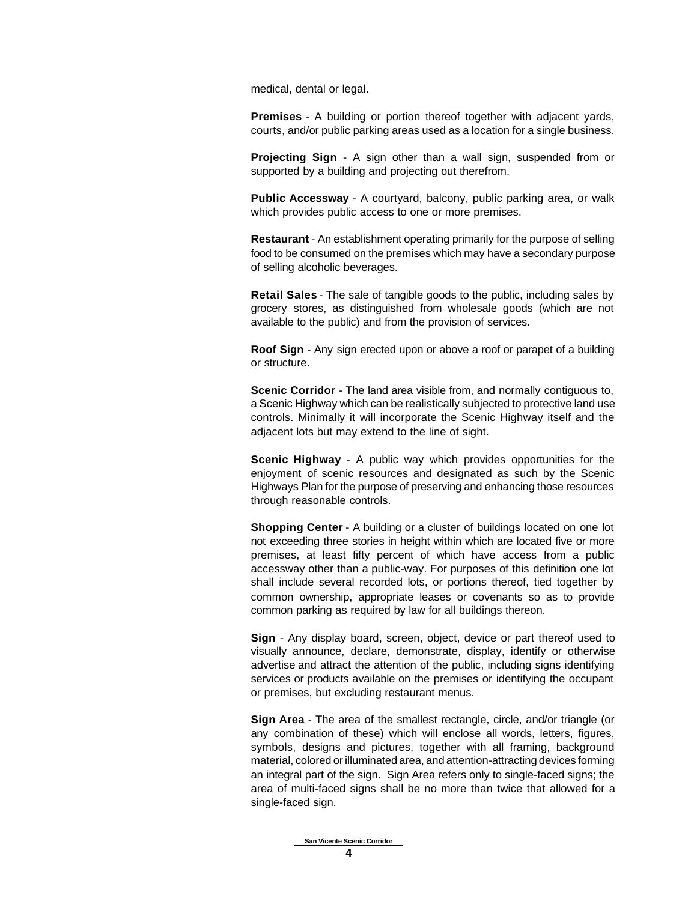medical, dental or legal.

**Premises** - A building or portion thereof together with adjacent yards, courts, and/or public parking areas used as a location for a single business.

**Projecting Sign** - A sign other than a wall sign, suspended from or supported by a building and projecting out therefrom.

**Public Accessway** - A courtyard, balcony, public parking area, or walk which provides public access to one or more premises.

**Restaurant** - An establishment operating primarily for the purpose of selling food to be consumed on the premises which may have a secondary purpose of selling alcoholic beverages.

**Retail Sales** - The sale of tangible goods to the public, including sales by grocery stores, as distinguished from wholesale goods (which are not available to the public) and from the provision of services.

**Roof Sign** - Any sign erected upon or above a roof or parapet of a building or structure.

**Scenic Corridor** - The land area visible from, and normally contiguous to, a Scenic Highway which can be realistically subjected to protective land use controls. Minimally it will incorporate the Scenic Highway itself and the adjacent lots but may extend to the line of sight.

**Scenic Highway** - A public way which provides opportunities for the enjoyment of scenic resources and designated as such by the Scenic Highways Plan for the purpose of preserving and enhancing those resources through reasonable controls.

**Shopping Center** - A building or a cluster of buildings located on one lot not exceeding three stories in height within which are located five or more premises, at least fifty percent of which have access from a public accessway other than a public-way. For purposes of this definition one lot shall include several recorded lots, or portions thereof, tied together by common ownership, appropriate leases or covenants so as to provide common parking as required by law for all buildings thereon.

**Sign** - Any display board, screen, object, device or part thereof used to visually announce, declare, demonstrate, display, identify or otherwise advertise and attract the attention of the public, including signs identifying services or products available on the premises or identifying the occupant or premises, but excluding restaurant menus.

**Sign Area** - The area of the smallest rectangle, circle, and/or triangle (or any combination of these) which will enclose all words, letters, figures, symbols, designs and pictures, together with all framing, background material, colored or illuminated area, and attention-attracting devices forming an integral part of the sign. Sign Area refers only to single-faced signs; the area of multi-faced signs shall be no more than twice that allowed for a single-faced sign.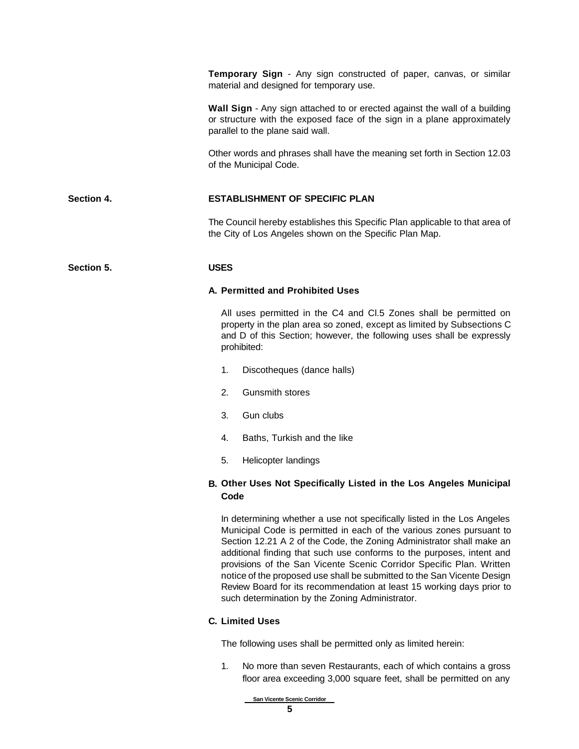**Temporary Sign** - Any sign constructed of paper, canvas, or similar material and designed for temporary use.

**Wall Sign** - Any sign attached to or erected against the wall of a building or structure with the exposed face of the sign in a plane approximately parallel to the plane said wall.

Other words and phrases shall have the meaning set forth in Section 12.03 of the Municipal Code.

## Section 4. ESTABLISHMENT OF SPECIFIC PLAN

The Council hereby establishes this Specific Plan applicable to that area of the City of Los Angeles shown on the Specific Plan Map.

## Section 5. USES

### A. Permitted and Prohibited Uses

All uses permitted in the C4 and Cl.5 Zones shall be permitted on property in the plan area so zoned, except as limited by Subsections C and D of this Section; however, the following uses shall be expressly prohibited:

1. Discotheques (dance halls)
2. Gunsmith stores
3. Gun clubs
4. Baths, Turkish and the like
5. Helicopter landings

### B. Other Uses Not Specifically Listed in the Los Angeles Municipal Code

In determining whether a use not specifically listed in the Los Angeles Municipal Code is permitted in each of the various zones pursuant to Section 12.21 A 2 of the Code, the Zoning Administrator shall make an additional finding that such use conforms to the purposes, intent and provisions of the San Vicente Scenic Corridor Specific Plan. Written notice of the proposed use shall be submitted to the San Vicente Design Review Board for its recommendation at least 15 working days prior to such determination by the Zoning Administrator.

### C. Limited Uses

The following uses shall be permitted only as limited herein:

1. No more than seven Restaurants, each of which contains a gross floor area exceeding 3,000 square feet, shall be permitted on any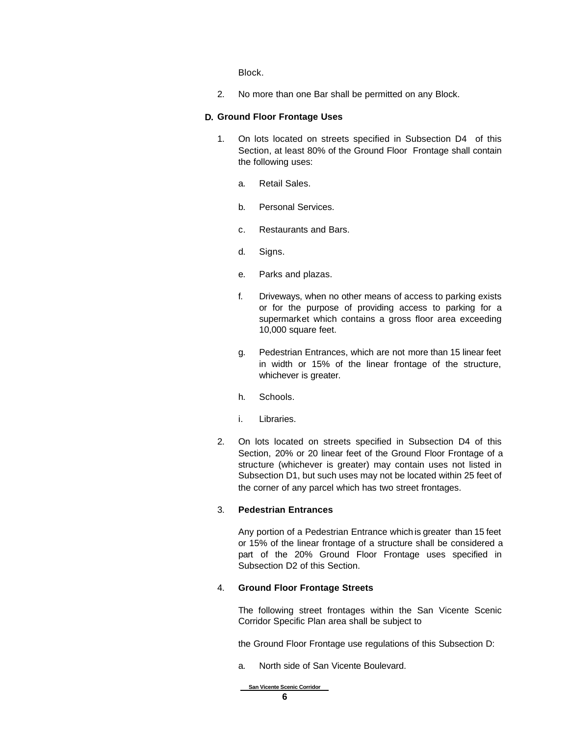Block.

2. No more than one Bar shall be permitted on any Block.

**D. Ground Floor Frontage Uses**

1. On lots located on streets specified in Subsection D4 of this Section, at least 80% of the Ground Floor Frontage shall contain the following uses:

   a. Retail Sales.

   b. Personal Services.

   c. Restaurants and Bars.

   d. Signs.

   e. Parks and plazas.

   f. Driveways, when no other means of access to parking exists or for the purpose of providing access to parking for a supermarket which contains a gross floor area exceeding 10,000 square feet.

   g. Pedestrian Entrances, which are not more than 15 linear feet in width or 15% of the linear frontage of the structure, whichever is greater.

   h. Schools.

   i. Libraries.

2. On lots located on streets specified in Subsection D4 of this Section, 20% or 20 linear feet of the Ground Floor Frontage of a structure (whichever is greater) may contain uses not listed in Subsection D1, but such uses may not be located within 25 feet of the corner of any parcel which has two street frontages.

3. **Pedestrian Entrances**

   Any portion of a Pedestrian Entrance which is greater than 15 feet or 15% of the linear frontage of a structure shall be considered a part of the 20% Ground Floor Frontage uses specified in Subsection D2 of this Section.

4. **Ground Floor Frontage Streets**

   The following street frontages within the San Vicente Scenic Corridor Specific Plan area shall be subject to

   the Ground Floor Frontage use regulations of this Subsection D:

   a. North side of San Vicente Boulevard.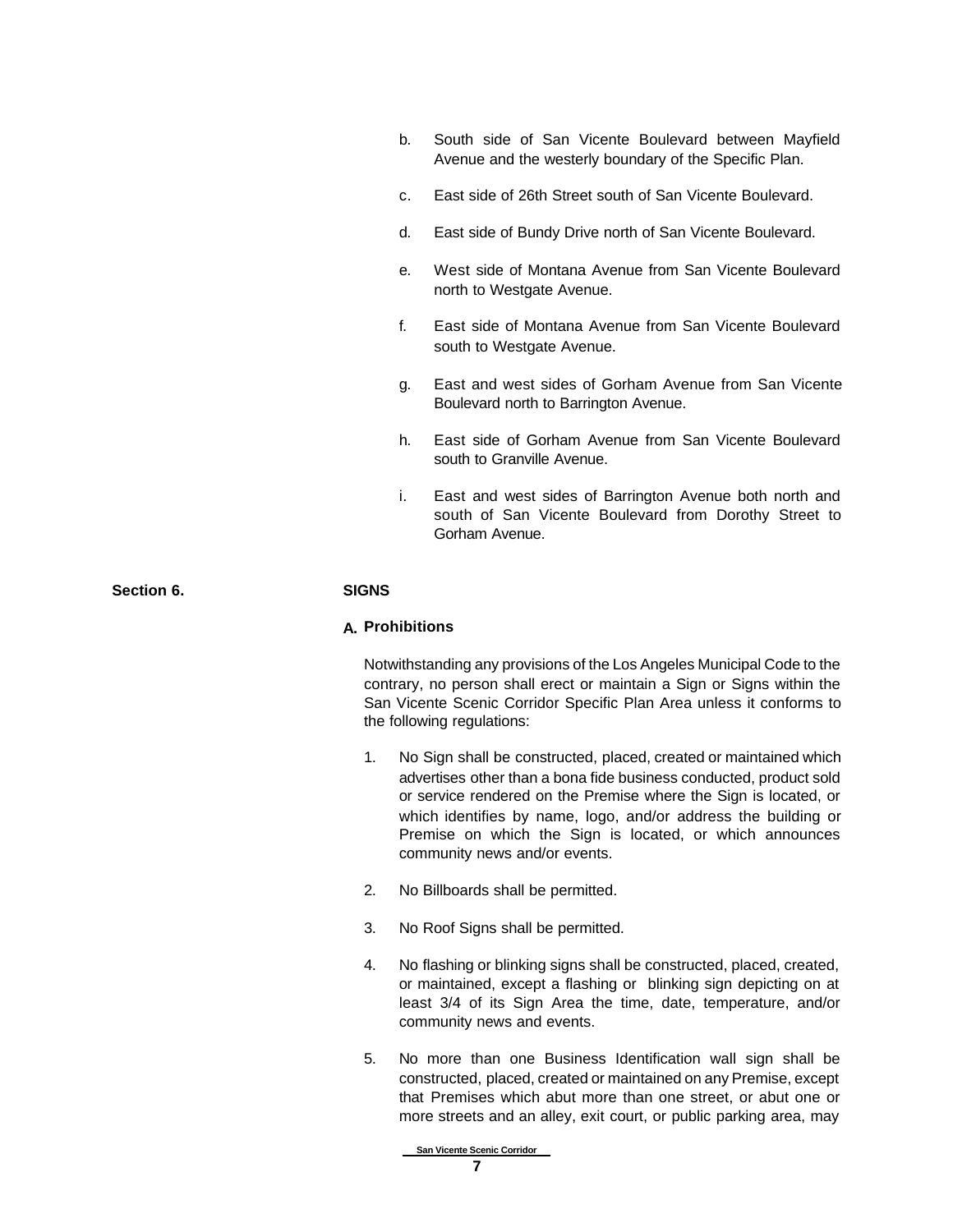b. South side of San Vicente Boulevard between Mayfield Avenue and the westerly boundary of the Specific Plan.

c. East side of 26th Street south of San Vicente Boulevard.

d. East side of Bundy Drive north of San Vicente Boulevard.

e. West side of Montana Avenue from San Vicente Boulevard north to Westgate Avenue.

f. East side of Montana Avenue from San Vicente Boulevard south to Westgate Avenue.

g. East and west sides of Gorham Avenue from San Vicente Boulevard north to Barrington Avenue.

h. East side of Gorham Avenue from San Vicente Boulevard south to Granville Avenue.

i. East and west sides of Barrington Avenue both north and south of San Vicente Boulevard from Dorothy Street to Gorham Avenue.

## Section 6. SIGNS

### A. Prohibitions

Notwithstanding any provisions of the Los Angeles Municipal Code to the contrary, no person shall erect or maintain a Sign or Signs within the San Vicente Scenic Corridor Specific Plan Area unless it conforms to the following regulations:

1. No Sign shall be constructed, placed, created or maintained which advertises other than a bona fide business conducted, product sold or service rendered on the Premise where the Sign is located, or which identifies by name, logo, and/or address the building or Premise on which the Sign is located, or which announces community news and/or events.

2. No Billboards shall be permitted.

3. No Roof Signs shall be permitted.

4. No flashing or blinking signs shall be constructed, placed, created, or maintained, except a flashing or blinking sign depicting on at least 3/4 of its Sign Area the time, date, temperature, and/or community news and events.

5. No more than one Business Identification wall sign shall be constructed, placed, created or maintained on any Premise, except that Premises which abut more than one street, or abut one or more streets and an alley, exit court, or public parking area, may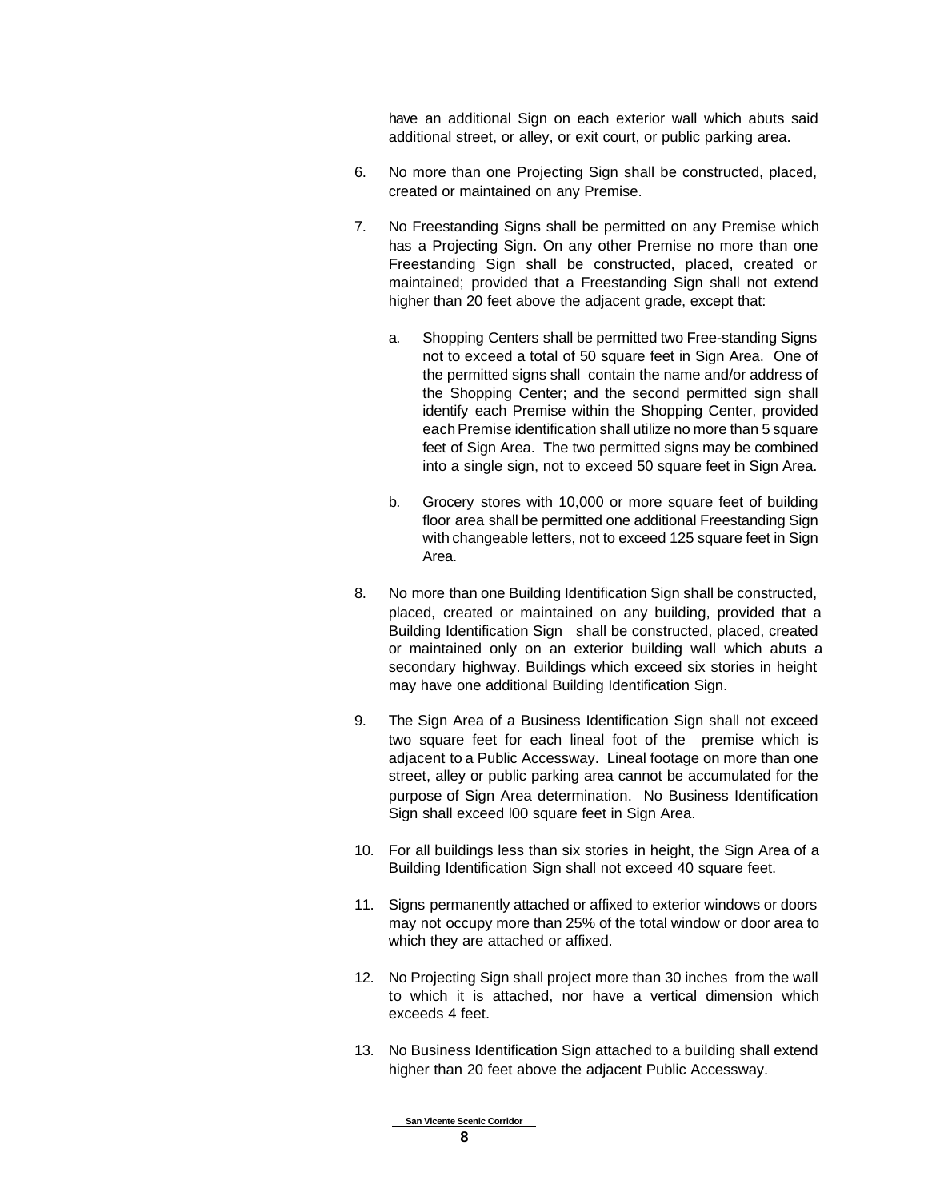have an additional Sign on each exterior wall which abuts said additional street, or alley, or exit court, or public parking area.

6. No more than one Projecting Sign shall be constructed, placed, created or maintained on any Premise.

7. No Freestanding Signs shall be permitted on any Premise which has a Projecting Sign. On any other Premise no more than one Freestanding Sign shall be constructed, placed, created or maintained; provided that a Freestanding Sign shall not extend higher than 20 feet above the adjacent grade, except that:

   a. Shopping Centers shall be permitted two Free-standing Signs not to exceed a total of 50 square feet in Sign Area. One of the permitted signs shall contain the name and/or address of the Shopping Center; and the second permitted sign shall identify each Premise within the Shopping Center, provided each Premise identification shall utilize no more than 5 square feet of Sign Area. The two permitted signs may be combined into a single sign, not to exceed 50 square feet in Sign Area.

   b. Grocery stores with 10,000 or more square feet of building floor area shall be permitted one additional Freestanding Sign with changeable letters, not to exceed 125 square feet in Sign Area.

8. No more than one Building Identification Sign shall be constructed, placed, created or maintained on any building, provided that a Building Identification Sign shall be constructed, placed, created or maintained only on an exterior building wall which abuts a secondary highway. Buildings which exceed six stories in height may have one additional Building Identification Sign.

9. The Sign Area of a Business Identification Sign shall not exceed two square feet for each lineal foot of the premise which is adjacent to a Public Accessway. Lineal footage on more than one street, alley or public parking area cannot be accumulated for the purpose of Sign Area determination. No Business Identification Sign shall exceed l00 square feet in Sign Area.

10. For all buildings less than six stories in height, the Sign Area of a Building Identification Sign shall not exceed 40 square feet.

11. Signs permanently attached or affixed to exterior windows or doors may not occupy more than 25% of the total window or door area to which they are attached or affixed.

12. No Projecting Sign shall project more than 30 inches from the wall to which it is attached, nor have a vertical dimension which exceeds 4 feet.

13. No Business Identification Sign attached to a building shall extend higher than 20 feet above the adjacent Public Accessway.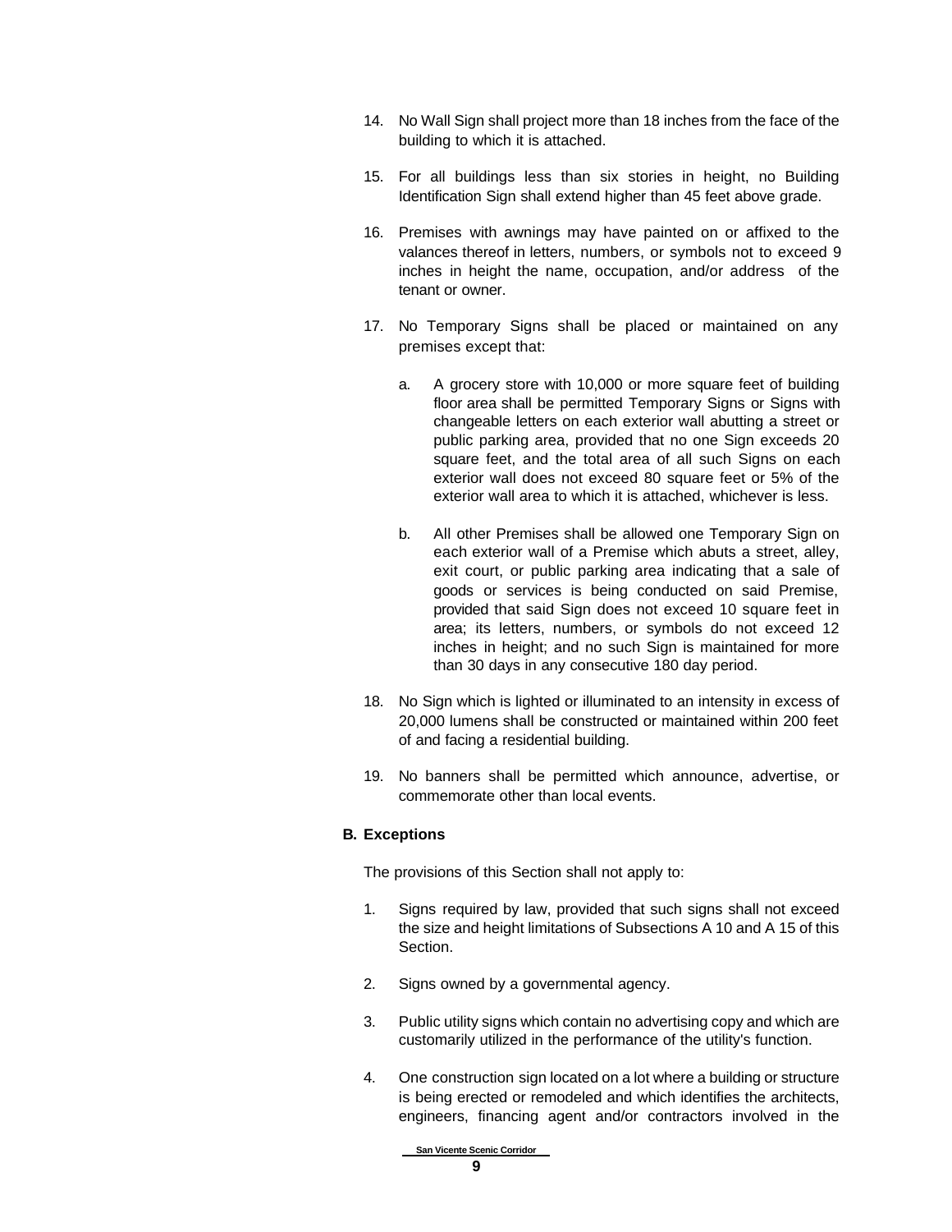14. No Wall Sign shall project more than 18 inches from the face of the building to which it is attached.

15. For all buildings less than six stories in height, no Building Identification Sign shall extend higher than 45 feet above grade.

16. Premises with awnings may have painted on or affixed to the valances thereof in letters, numbers, or symbols not to exceed 9 inches in height the name, occupation, and/or address of the tenant or owner.

17. No Temporary Signs shall be placed or maintained on any premises except that:

    a. A grocery store with 10,000 or more square feet of building floor area shall be permitted Temporary Signs or Signs with changeable letters on each exterior wall abutting a street or public parking area, provided that no one Sign exceeds 20 square feet, and the total area of all such Signs on each exterior wall does not exceed 80 square feet or 5% of the exterior wall area to which it is attached, whichever is less.

    b. All other Premises shall be allowed one Temporary Sign on each exterior wall of a Premise which abuts a street, alley, exit court, or public parking area indicating that a sale of goods or services is being conducted on said Premise, provided that said Sign does not exceed 10 square feet in area; its letters, numbers, or symbols do not exceed 12 inches in height; and no such Sign is maintained for more than 30 days in any consecutive 180 day period.

18. No Sign which is lighted or illuminated to an intensity in excess of 20,000 lumens shall be constructed or maintained within 200 feet of and facing a residential building.

19. No banners shall be permitted which announce, advertise, or commemorate other than local events.

### B. Exceptions

The provisions of this Section shall not apply to:

1. Signs required by law, provided that such signs shall not exceed the size and height limitations of Subsections A 10 and A 15 of this Section.

2. Signs owned by a governmental agency.

3. Public utility signs which contain no advertising copy and which are customarily utilized in the performance of the utility's function.

4. One construction sign located on a lot where a building or structure is being erected or remodeled and which identifies the architects, engineers, financing agent and/or contractors involved in the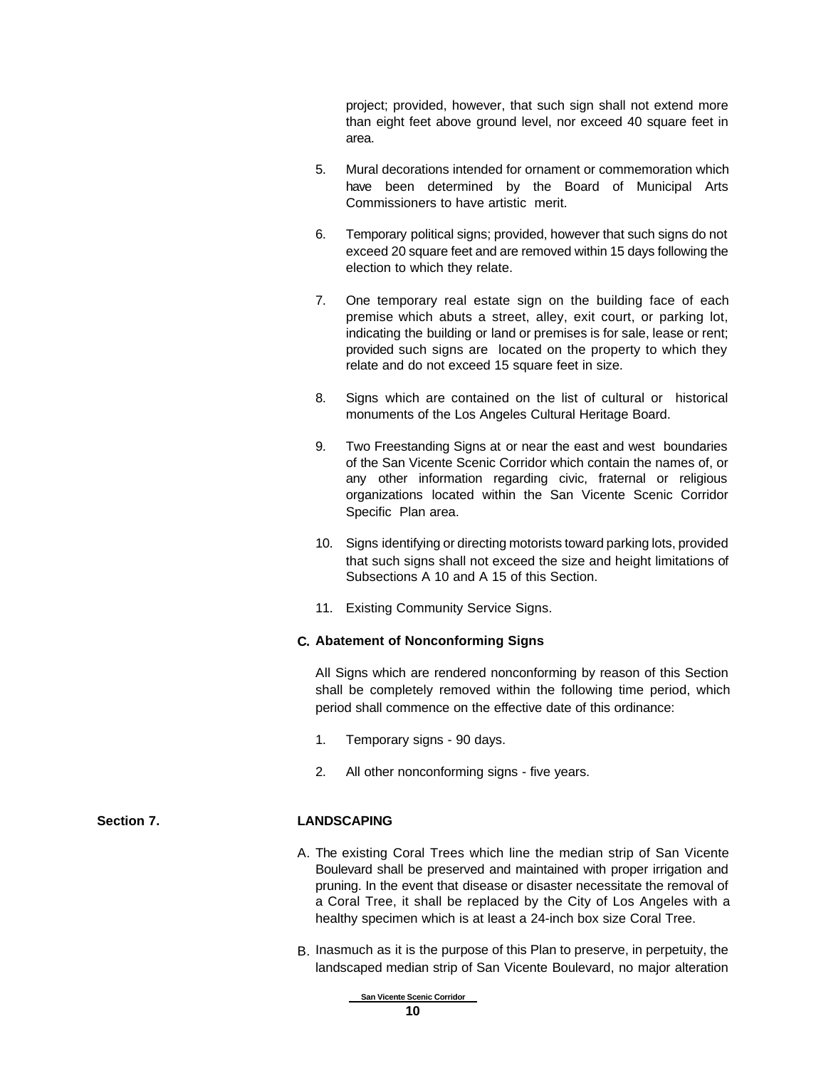project; provided, however, that such sign shall not extend more than eight feet above ground level, nor exceed 40 square feet in area.

5. Mural decorations intended for ornament or commemoration which have been determined by the Board of Municipal Arts Commissioners to have artistic merit.

6. Temporary political signs; provided, however that such signs do not exceed 20 square feet and are removed within 15 days following the election to which they relate.

7. One temporary real estate sign on the building face of each premise which abuts a street, alley, exit court, or parking lot, indicating the building or land or premises is for sale, lease or rent; provided such signs are located on the property to which they relate and do not exceed 15 square feet in size.

8. Signs which are contained on the list of cultural or historical monuments of the Los Angeles Cultural Heritage Board.

9. Two Freestanding Signs at or near the east and west boundaries of the San Vicente Scenic Corridor which contain the names of, or any other information regarding civic, fraternal or religious organizations located within the San Vicente Scenic Corridor Specific Plan area.

10. Signs identifying or directing motorists toward parking lots, provided that such signs shall not exceed the size and height limitations of Subsections A 10 and A 15 of this Section.

11. Existing Community Service Signs.

**C. Abatement of Nonconforming Signs**

All Signs which are rendered nonconforming by reason of this Section shall be completely removed within the following time period, which period shall commence on the effective date of this ordinance:

1. Temporary signs - 90 days.

2. All other nonconforming signs - five years.

## Section 7. LANDSCAPING

A. The existing Coral Trees which line the median strip of San Vicente Boulevard shall be preserved and maintained with proper irrigation and pruning. In the event that disease or disaster necessitate the removal of a Coral Tree, it shall be replaced by the City of Los Angeles with a healthy specimen which is at least a 24-inch box size Coral Tree.

B. Inasmuch as it is the purpose of this Plan to preserve, in perpetuity, the landscaped median strip of San Vicente Boulevard, no major alteration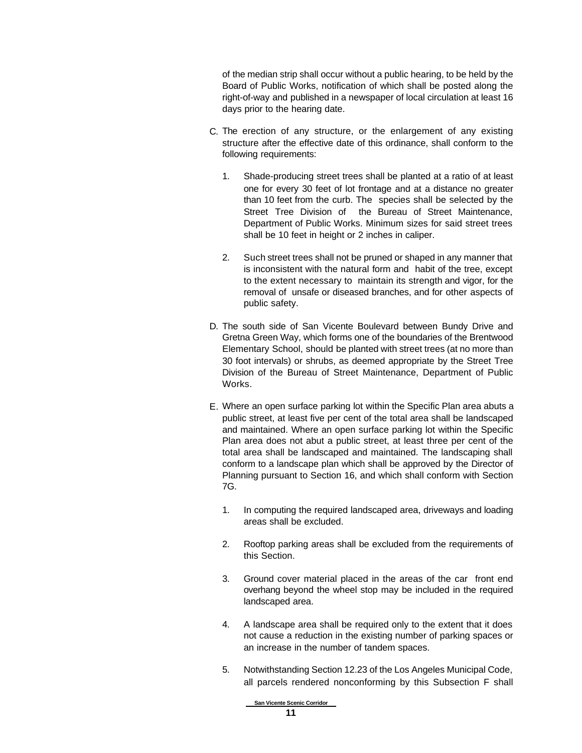of the median strip shall occur without a public hearing, to be held by the Board of Public Works, notification of which shall be posted along the right-of-way and published in a newspaper of local circulation at least 16 days prior to the hearing date.

C. The erection of any structure, or the enlargement of any existing structure after the effective date of this ordinance, shall conform to the following requirements:

   1. Shade-producing street trees shall be planted at a ratio of at least one for every 30 feet of lot frontage and at a distance no greater than 10 feet from the curb. The species shall be selected by the Street Tree Division of the Bureau of Street Maintenance, Department of Public Works. Minimum sizes for said street trees shall be 10 feet in height or 2 inches in caliper.

   2. Such street trees shall not be pruned or shaped in any manner that is inconsistent with the natural form and habit of the tree, except to the extent necessary to maintain its strength and vigor, for the removal of unsafe or diseased branches, and for other aspects of public safety.

D. The south side of San Vicente Boulevard between Bundy Drive and Gretna Green Way, which forms one of the boundaries of the Brentwood Elementary School, should be planted with street trees (at no more than 30 foot intervals) or shrubs, as deemed appropriate by the Street Tree Division of the Bureau of Street Maintenance, Department of Public Works.

E. Where an open surface parking lot within the Specific Plan area abuts a public street, at least five per cent of the total area shall be landscaped and maintained. Where an open surface parking lot within the Specific Plan area does not abut a public street, at least three per cent of the total area shall be landscaped and maintained. The landscaping shall conform to a landscape plan which shall be approved by the Director of Planning pursuant to Section 16, and which shall conform with Section 7G.

   1. In computing the required landscaped area, driveways and loading areas shall be excluded.

   2. Rooftop parking areas shall be excluded from the requirements of this Section.

   3. Ground cover material placed in the areas of the car front end overhang beyond the wheel stop may be included in the required landscaped area.

   4. A landscape area shall be required only to the extent that it does not cause a reduction in the existing number of parking spaces or an increase in the number of tandem spaces.

   5. Notwithstanding Section 12.23 of the Los Angeles Municipal Code, all parcels rendered nonconforming by this Subsection F shall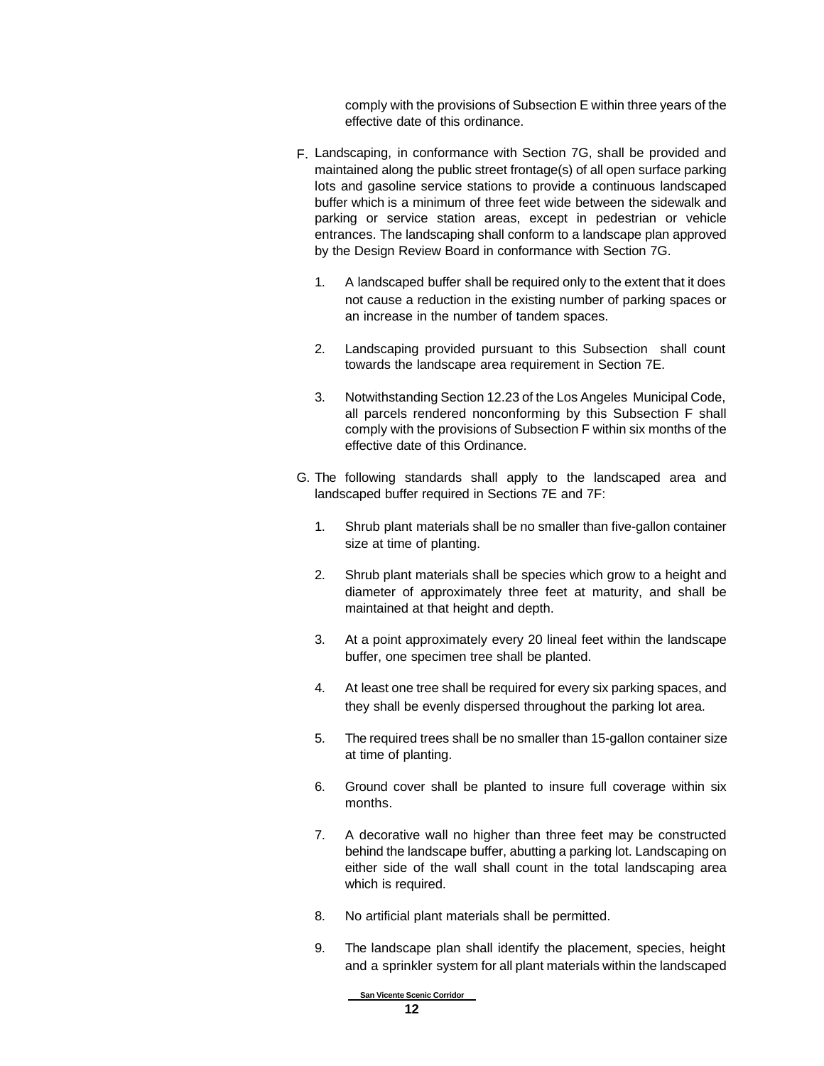comply with the provisions of Subsection E within three years of the effective date of this ordinance.

F. Landscaping, in conformance with Section 7G, shall be provided and maintained along the public street frontage(s) of all open surface parking lots and gasoline service stations to provide a continuous landscaped buffer which is a minimum of three feet wide between the sidewalk and parking or service station areas, except in pedestrian or vehicle entrances. The landscaping shall conform to a landscape plan approved by the Design Review Board in conformance with Section 7G.

   1. A landscaped buffer shall be required only to the extent that it does not cause a reduction in the existing number of parking spaces or an increase in the number of tandem spaces.

   2. Landscaping provided pursuant to this Subsection shall count towards the landscape area requirement in Section 7E.

   3. Notwithstanding Section 12.23 of the Los Angeles Municipal Code, all parcels rendered nonconforming by this Subsection F shall comply with the provisions of Subsection F within six months of the effective date of this Ordinance.

G. The following standards shall apply to the landscaped area and landscaped buffer required in Sections 7E and 7F:

   1. Shrub plant materials shall be no smaller than five-gallon container size at time of planting.

   2. Shrub plant materials shall be species which grow to a height and diameter of approximately three feet at maturity, and shall be maintained at that height and depth.

   3. At a point approximately every 20 lineal feet within the landscape buffer, one specimen tree shall be planted.

   4. At least one tree shall be required for every six parking spaces, and they shall be evenly dispersed throughout the parking lot area.

   5. The required trees shall be no smaller than 15-gallon container size at time of planting.

   6. Ground cover shall be planted to insure full coverage within six months.

   7. A decorative wall no higher than three feet may be constructed behind the landscape buffer, abutting a parking lot. Landscaping on either side of the wall shall count in the total landscaping area which is required.

   8. No artificial plant materials shall be permitted.

   9. The landscape plan shall identify the placement, species, height and a sprinkler system for all plant materials within the landscaped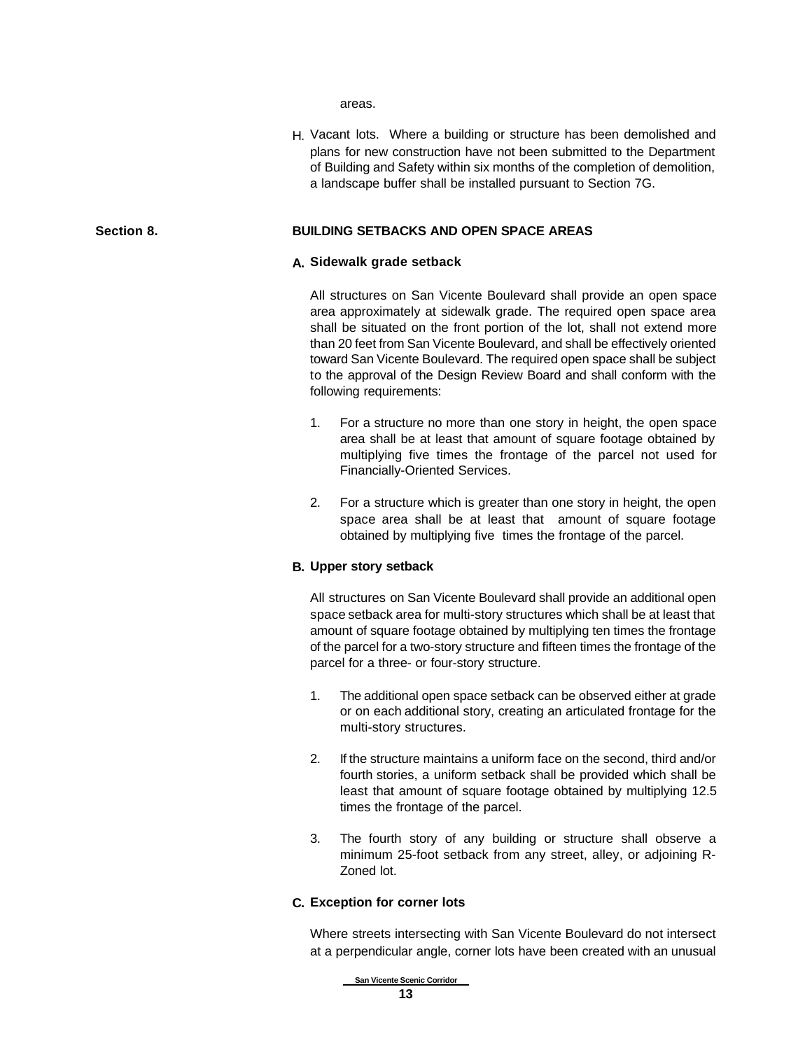areas.

H. Vacant lots. Where a building or structure has been demolished and plans for new construction have not been submitted to the Department of Building and Safety within six months of the completion of demolition, a landscape buffer shall be installed pursuant to Section 7G.

## Section 8. BUILDING SETBACKS AND OPEN SPACE AREAS

### A. Sidewalk grade setback

All structures on San Vicente Boulevard shall provide an open space area approximately at sidewalk grade. The required open space area shall be situated on the front portion of the lot, shall not extend more than 20 feet from San Vicente Boulevard, and shall be effectively oriented toward San Vicente Boulevard. The required open space shall be subject to the approval of the Design Review Board and shall conform with the following requirements:

1. For a structure no more than one story in height, the open space area shall be at least that amount of square footage obtained by multiplying five times the frontage of the parcel not used for Financially-Oriented Services.

2. For a structure which is greater than one story in height, the open space area shall be at least that amount of square footage obtained by multiplying five times the frontage of the parcel.

### B. Upper story setback

All structures on San Vicente Boulevard shall provide an additional open space setback area for multi-story structures which shall be at least that amount of square footage obtained by multiplying ten times the frontage of the parcel for a two-story structure and fifteen times the frontage of the parcel for a three- or four-story structure.

1. The additional open space setback can be observed either at grade or on each additional story, creating an articulated frontage for the multi-story structures.

2. If the structure maintains a uniform face on the second, third and/or fourth stories, a uniform setback shall be provided which shall be least that amount of square footage obtained by multiplying 12.5 times the frontage of the parcel.

3. The fourth story of any building or structure shall observe a minimum 25-foot setback from any street, alley, or adjoining R-Zoned lot.

### C. Exception for corner lots

Where streets intersecting with San Vicente Boulevard do not intersect at a perpendicular angle, corner lots have been created with an unusual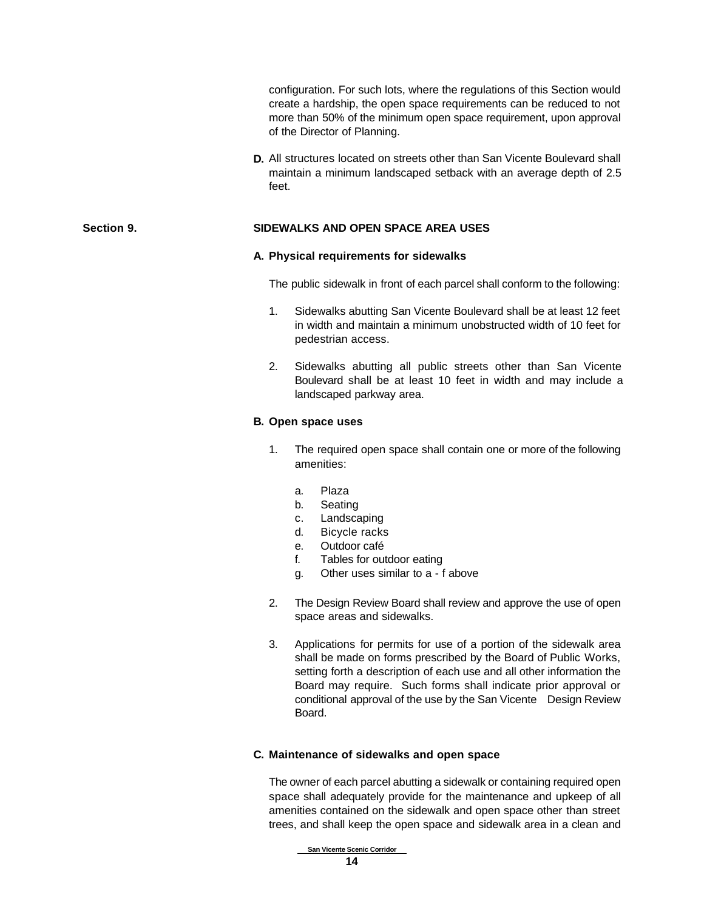configuration. For such lots, where the regulations of this Section would create a hardship, the open space requirements can be reduced to not more than 50% of the minimum open space requirement, upon approval of the Director of Planning.

**D.** All structures located on streets other than San Vicente Boulevard shall maintain a minimum landscaped setback with an average depth of 2.5 feet.

## Section 9. SIDEWALKS AND OPEN SPACE AREA USES

### A. Physical requirements for sidewalks

The public sidewalk in front of each parcel shall conform to the following:

1. Sidewalks abutting San Vicente Boulevard shall be at least 12 feet in width and maintain a minimum unobstructed width of 10 feet for pedestrian access.

2. Sidewalks abutting all public streets other than San Vicente Boulevard shall be at least 10 feet in width and may include a landscaped parkway area.

### B. Open space uses

1. The required open space shall contain one or more of the following amenities:

   a. Plaza
   b. Seating
   c. Landscaping
   d. Bicycle racks
   e. Outdoor café
   f. Tables for outdoor eating
   g. Other uses similar to a - f above

2. The Design Review Board shall review and approve the use of open space areas and sidewalks.

3. Applications for permits for use of a portion of the sidewalk area shall be made on forms prescribed by the Board of Public Works, setting forth a description of each use and all other information the Board may require. Such forms shall indicate prior approval or conditional approval of the use by the San Vicente Design Review Board.

### C. Maintenance of sidewalks and open space

The owner of each parcel abutting a sidewalk or containing required open space shall adequately provide for the maintenance and upkeep of all amenities contained on the sidewalk and open space other than street trees, and shall keep the open space and sidewalk area in a clean and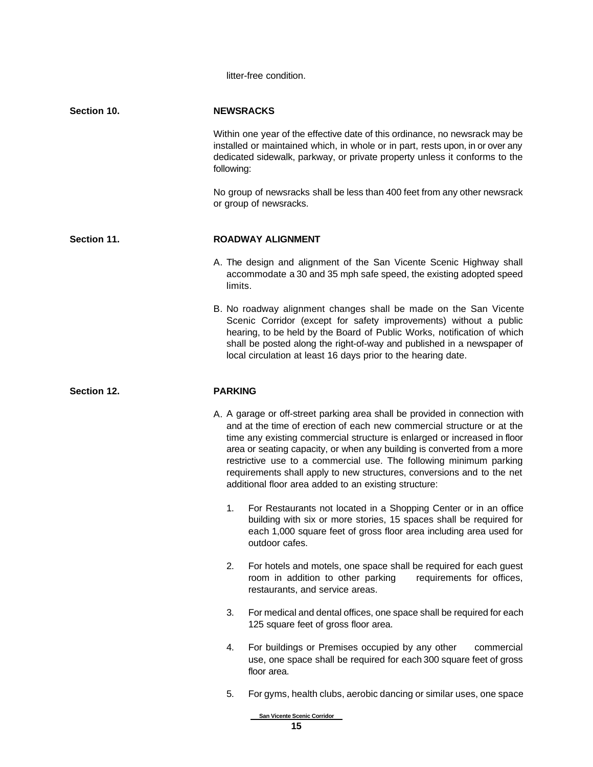litter-free condition.

## Section 10. NEWSRACKS

Within one year of the effective date of this ordinance, no newsrack may be installed or maintained which, in whole or in part, rests upon, in or over any dedicated sidewalk, parkway, or private property unless it conforms to the following:

No group of newsracks shall be less than 400 feet from any other newsrack or group of newsracks.

## Section 11. ROADWAY ALIGNMENT

A. The design and alignment of the San Vicente Scenic Highway shall accommodate a 30 and 35 mph safe speed, the existing adopted speed limits.

B. No roadway alignment changes shall be made on the San Vicente Scenic Corridor (except for safety improvements) without a public hearing, to be held by the Board of Public Works, notification of which shall be posted along the right-of-way and published in a newspaper of local circulation at least 16 days prior to the hearing date.

## Section 12. PARKING

A. A garage or off-street parking area shall be provided in connection with and at the time of erection of each new commercial structure or at the time any existing commercial structure is enlarged or increased in floor area or seating capacity, or when any building is converted from a more restrictive use to a commercial use. The following minimum parking requirements shall apply to new structures, conversions and to the net additional floor area added to an existing structure:

1. For Restaurants not located in a Shopping Center or in an office building with six or more stories, 15 spaces shall be required for each 1,000 square feet of gross floor area including area used for outdoor cafes.

2. For hotels and motels, one space shall be required for each guest room in addition to other parking requirements for offices, restaurants, and service areas.

3. For medical and dental offices, one space shall be required for each 125 square feet of gross floor area.

4. For buildings or Premises occupied by any other commercial use, one space shall be required for each 300 square feet of gross floor area.

5. For gyms, health clubs, aerobic dancing or similar uses, one space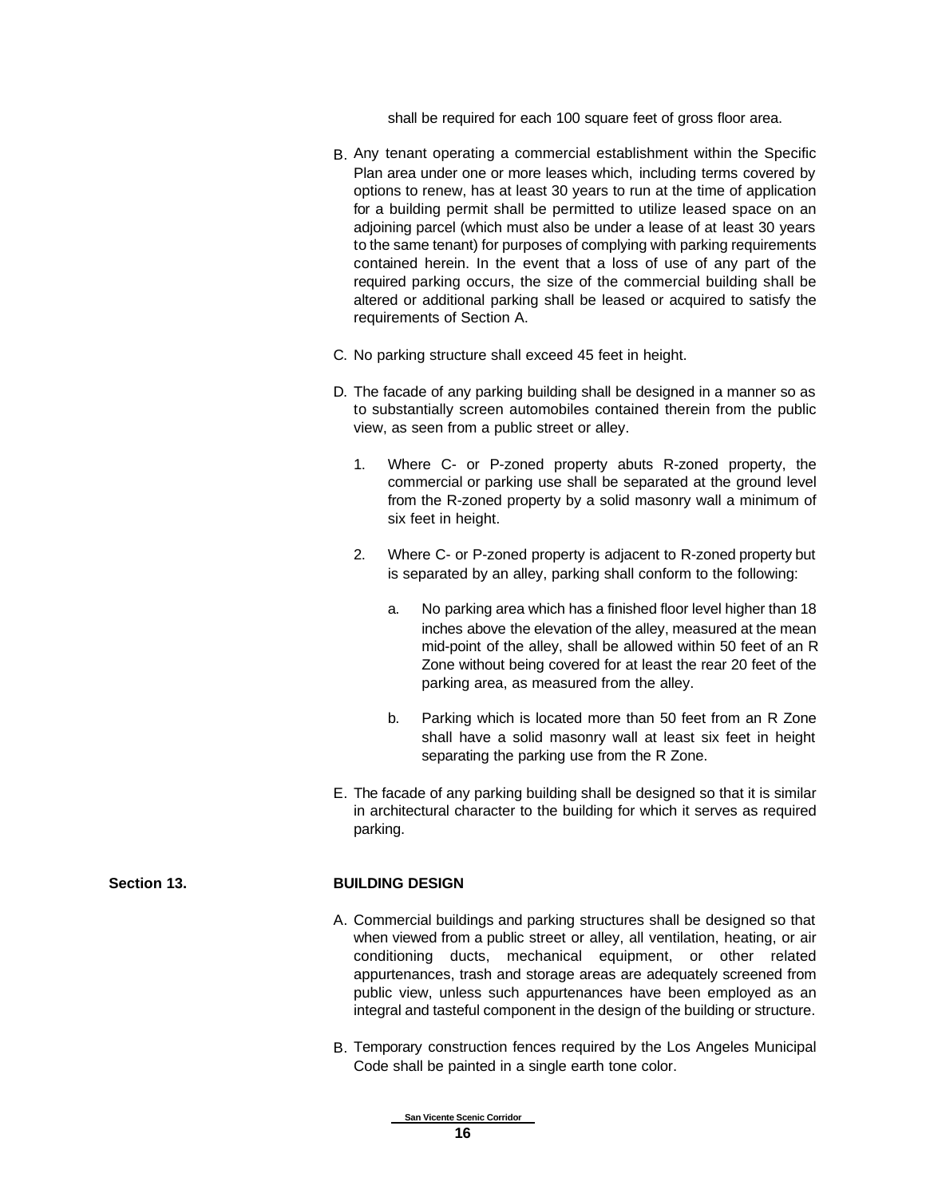shall be required for each 100 square feet of gross floor area.

B. Any tenant operating a commercial establishment within the Specific Plan area under one or more leases which, including terms covered by options to renew, has at least 30 years to run at the time of application for a building permit shall be permitted to utilize leased space on an adjoining parcel (which must also be under a lease of at least 30 years to the same tenant) for purposes of complying with parking requirements contained herein. In the event that a loss of use of any part of the required parking occurs, the size of the commercial building shall be altered or additional parking shall be leased or acquired to satisfy the requirements of Section A.

C. No parking structure shall exceed 45 feet in height.

D. The facade of any parking building shall be designed in a manner so as to substantially screen automobiles contained therein from the public view, as seen from a public street or alley.

   1. Where C- or P-zoned property abuts R-zoned property, the commercial or parking use shall be separated at the ground level from the R-zoned property by a solid masonry wall a minimum of six feet in height.

   2. Where C- or P-zoned property is adjacent to R-zoned property but is separated by an alley, parking shall conform to the following:

      a. No parking area which has a finished floor level higher than 18 inches above the elevation of the alley, measured at the mean mid-point of the alley, shall be allowed within 50 feet of an R Zone without being covered for at least the rear 20 feet of the parking area, as measured from the alley.

      b. Parking which is located more than 50 feet from an R Zone shall have a solid masonry wall at least six feet in height separating the parking use from the R Zone.

E. The facade of any parking building shall be designed so that it is similar in architectural character to the building for which it serves as required parking.

## Section 13. BUILDING DESIGN

A. Commercial buildings and parking structures shall be designed so that when viewed from a public street or alley, all ventilation, heating, or air conditioning ducts, mechanical equipment, or other related appurtenances, trash and storage areas are adequately screened from public view, unless such appurtenances have been employed as an integral and tasteful component in the design of the building or structure.

B. Temporary construction fences required by the Los Angeles Municipal Code shall be painted in a single earth tone color.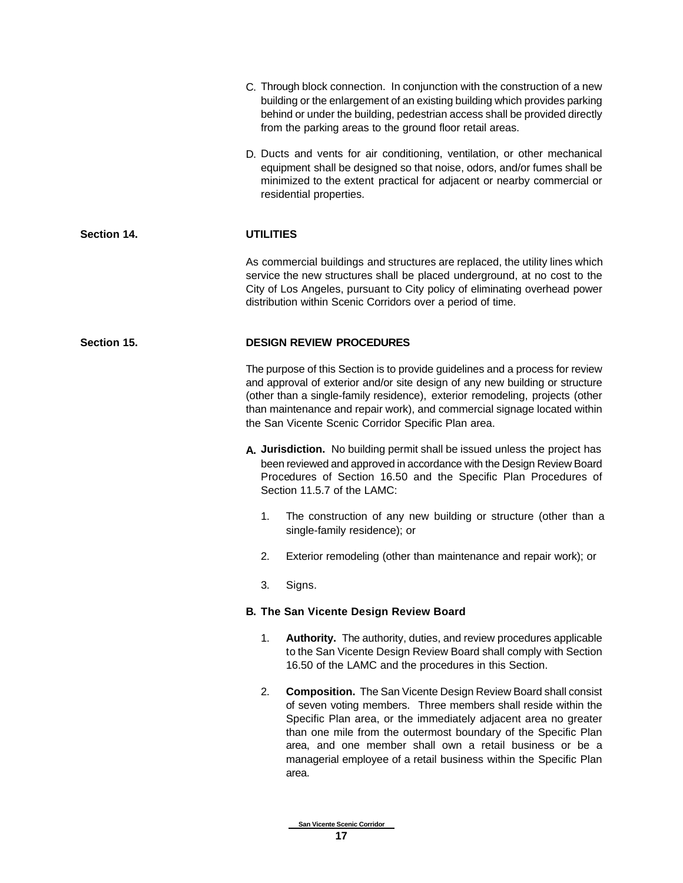C. Through block connection. In conjunction with the construction of a new building or the enlargement of an existing building which provides parking behind or under the building, pedestrian access shall be provided directly from the parking areas to the ground floor retail areas.

D. Ducts and vents for air conditioning, ventilation, or other mechanical equipment shall be designed so that noise, odors, and/or fumes shall be minimized to the extent practical for adjacent or nearby commercial or residential properties.

## Section 14. UTILITIES

As commercial buildings and structures are replaced, the utility lines which service the new structures shall be placed underground, at no cost to the City of Los Angeles, pursuant to City policy of eliminating overhead power distribution within Scenic Corridors over a period of time.

## Section 15. DESIGN REVIEW PROCEDURES

The purpose of this Section is to provide guidelines and a process for review and approval of exterior and/or site design of any new building or structure (other than a single-family residence), exterior remodeling, projects (other than maintenance and repair work), and commercial signage located within the San Vicente Scenic Corridor Specific Plan area.

**A. Jurisdiction.** No building permit shall be issued unless the project has been reviewed and approved in accordance with the Design Review Board Procedures of Section 16.50 and the Specific Plan Procedures of Section 11.5.7 of the LAMC:

1. The construction of any new building or structure (other than a single-family residence); or
2. Exterior remodeling (other than maintenance and repair work); or
3. Signs.

**B. The San Vicente Design Review Board**

1. **Authority.** The authority, duties, and review procedures applicable to the San Vicente Design Review Board shall comply with Section 16.50 of the LAMC and the procedures in this Section.
2. **Composition.** The San Vicente Design Review Board shall consist of seven voting members. Three members shall reside within the Specific Plan area, or the immediately adjacent area no greater than one mile from the outermost boundary of the Specific Plan area, and one member shall own a retail business or be a managerial employee of a retail business within the Specific Plan area.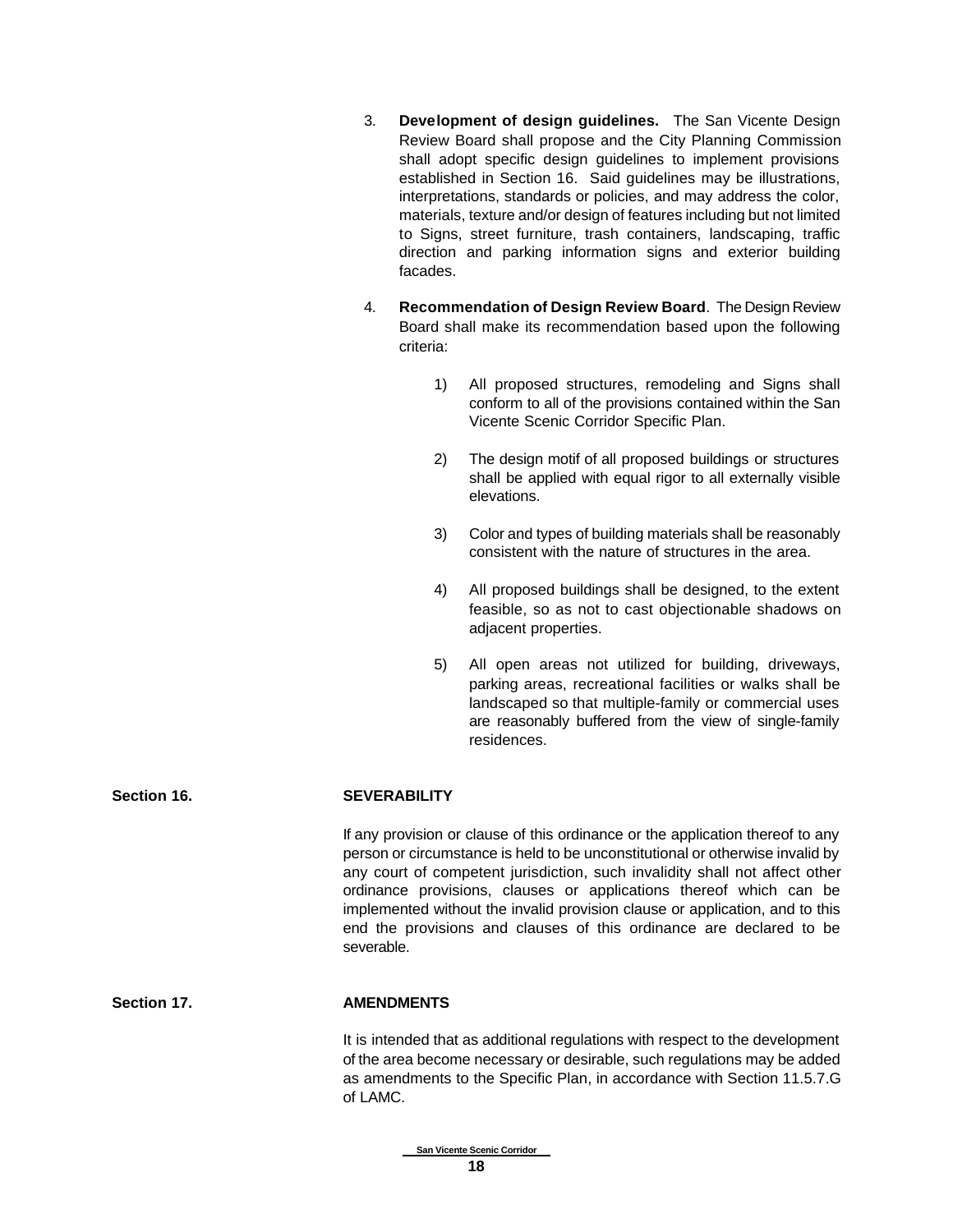3. **Development of design guidelines.** The San Vicente Design Review Board shall propose and the City Planning Commission shall adopt specific design guidelines to implement provisions established in Section 16. Said guidelines may be illustrations, interpretations, standards or policies, and may address the color, materials, texture and/or design of features including but not limited to Signs, street furniture, trash containers, landscaping, traffic direction and parking information signs and exterior building facades.

4. **Recommendation of Design Review Board**. The Design Review Board shall make its recommendation based upon the following criteria:

   1) All proposed structures, remodeling and Signs shall conform to all of the provisions contained within the San Vicente Scenic Corridor Specific Plan.

   2) The design motif of all proposed buildings or structures shall be applied with equal rigor to all externally visible elevations.

   3) Color and types of building materials shall be reasonably consistent with the nature of structures in the area.

   4) All proposed buildings shall be designed, to the extent feasible, so as not to cast objectionable shadows on adjacent properties.

   5) All open areas not utilized for building, driveways, parking areas, recreational facilities or walks shall be landscaped so that multiple-family or commercial uses are reasonably buffered from the view of single-family residences.

## Section 16. SEVERABILITY

If any provision or clause of this ordinance or the application thereof to any person or circumstance is held to be unconstitutional or otherwise invalid by any court of competent jurisdiction, such invalidity shall not affect other ordinance provisions, clauses or applications thereof which can be implemented without the invalid provision clause or application, and to this end the provisions and clauses of this ordinance are declared to be severable.

## Section 17. AMENDMENTS

It is intended that as additional regulations with respect to the development of the area become necessary or desirable, such regulations may be added as amendments to the Specific Plan, in accordance with Section 11.5.7.G of LAMC.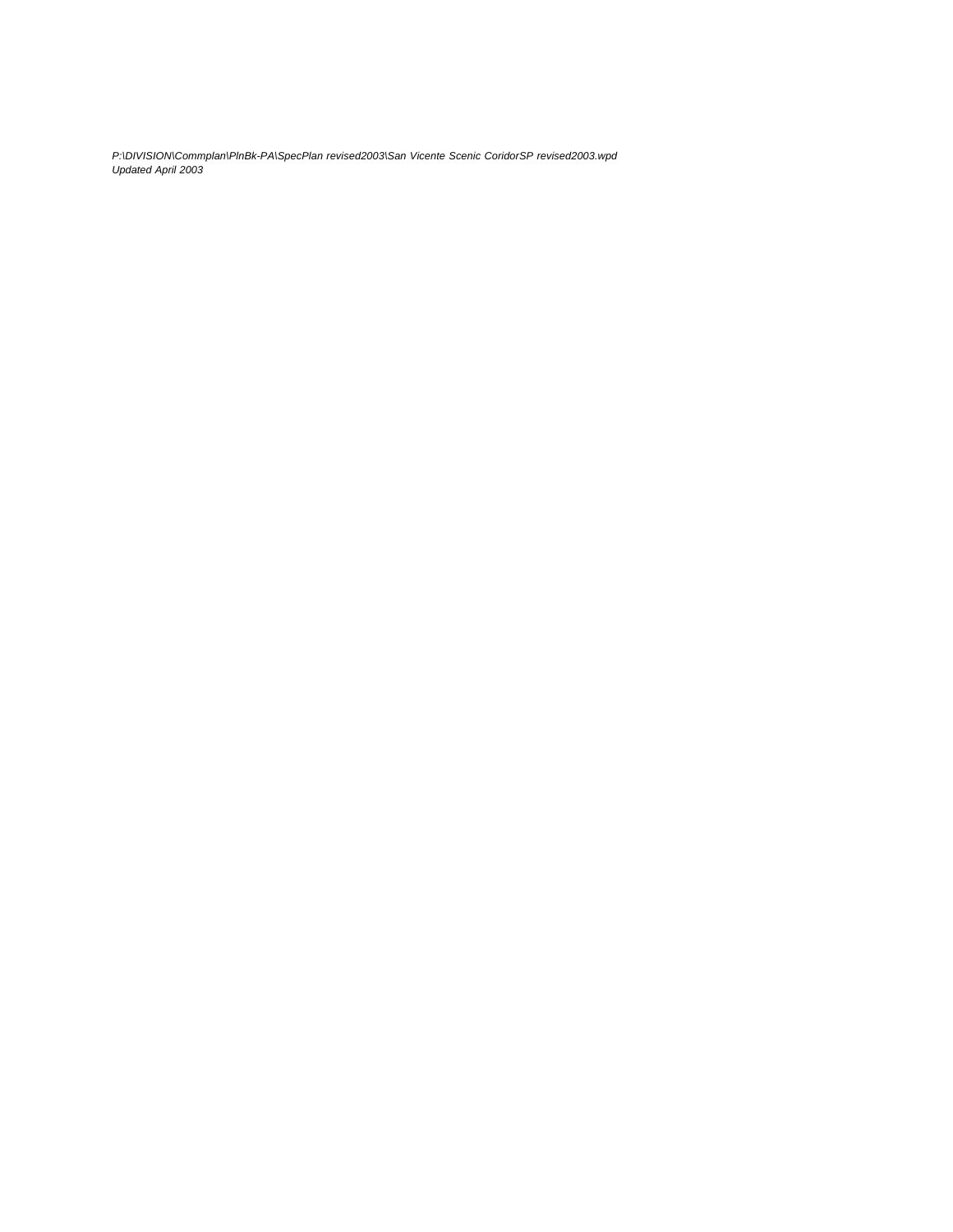*P:\DIVISION\Commplan\PlnBk-PA\SpecPlan revised2003\San Vicente Scenic CoridorSP revised2003.wpd*
*Updated April 2003*